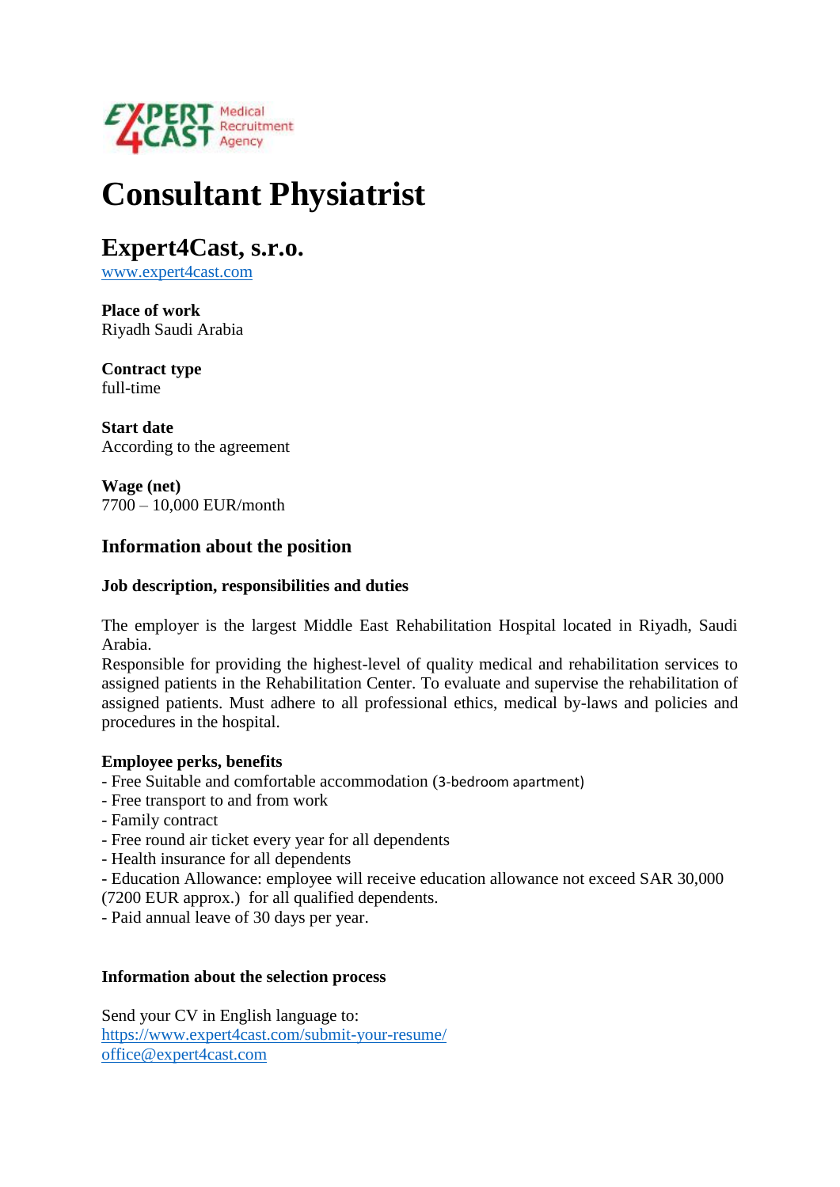# Consultant Physiatrist

## Expert4Cast, s.r.o.

www.expert4cast.com

**Place of work**
Riyadh Saudi Arabia

**Contract type**
full-time

**Start date**
According to the agreement

**Wage (net)**
7700 – 10,000 EUR/month

### Information about the position

#### Job description, responsibilities and duties

The employer is the largest Middle East Rehabilitation Hospital located in Riyadh, Saudi Arabia.
Responsible for providing the highest-level of quality medical and rehabilitation services to assigned patients in the Rehabilitation Center. To evaluate and supervise the rehabilitation of assigned patients. Must adhere to all professional ethics, medical by-laws and policies and procedures in the hospital.

#### Employee perks, benefits

- Free Suitable and comfortable accommodation (3-bedroom apartment)
- Free transport to and from work
- Family contract
- Free round air ticket every year for all dependents
- Health insurance for all dependents
- Education Allowance: employee will receive education allowance not exceed SAR 30,000 (7200 EUR approx.) for all qualified dependents.
- Paid annual leave of 30 days per year.

#### Information about the selection process

Send your CV in English language to:
https://www.expert4cast.com/submit-your-resume/
office@expert4cast.com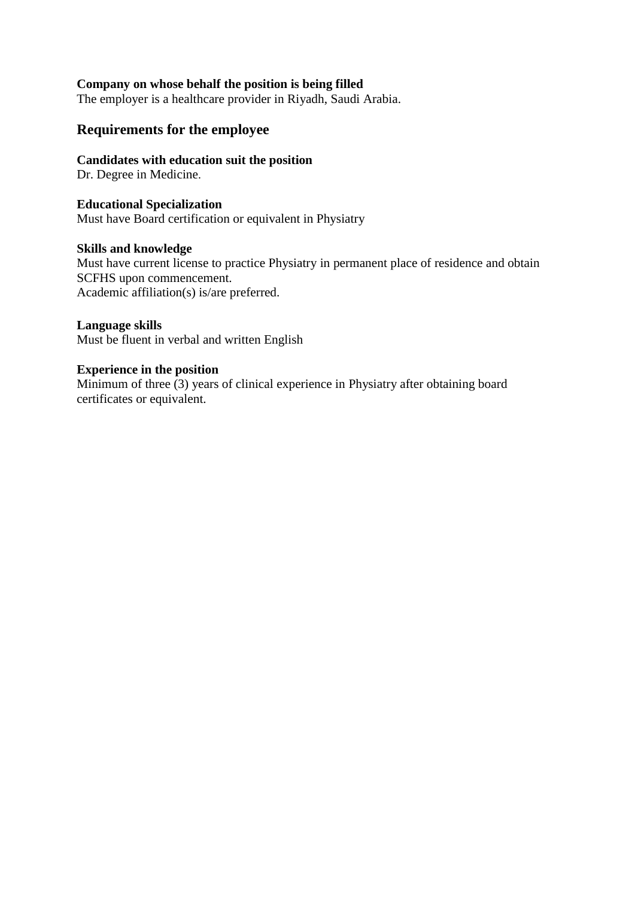**Company on whose behalf the position is being filled**
The employer is a healthcare provider in Riyadh, Saudi Arabia.

## Requirements for the employee

**Candidates with education suit the position**
Dr. Degree in Medicine.

**Educational Specialization**
Must have Board certification or equivalent in Physiatry

**Skills and knowledge**
Must have current license to practice Physiatry in permanent place of residence and obtain SCFHS upon commencement.
Academic affiliation(s) is/are preferred.

**Language skills**
Must be fluent in verbal and written English

**Experience in the position**
Minimum of three (3) years of clinical experience in Physiatry after obtaining board certificates or equivalent.